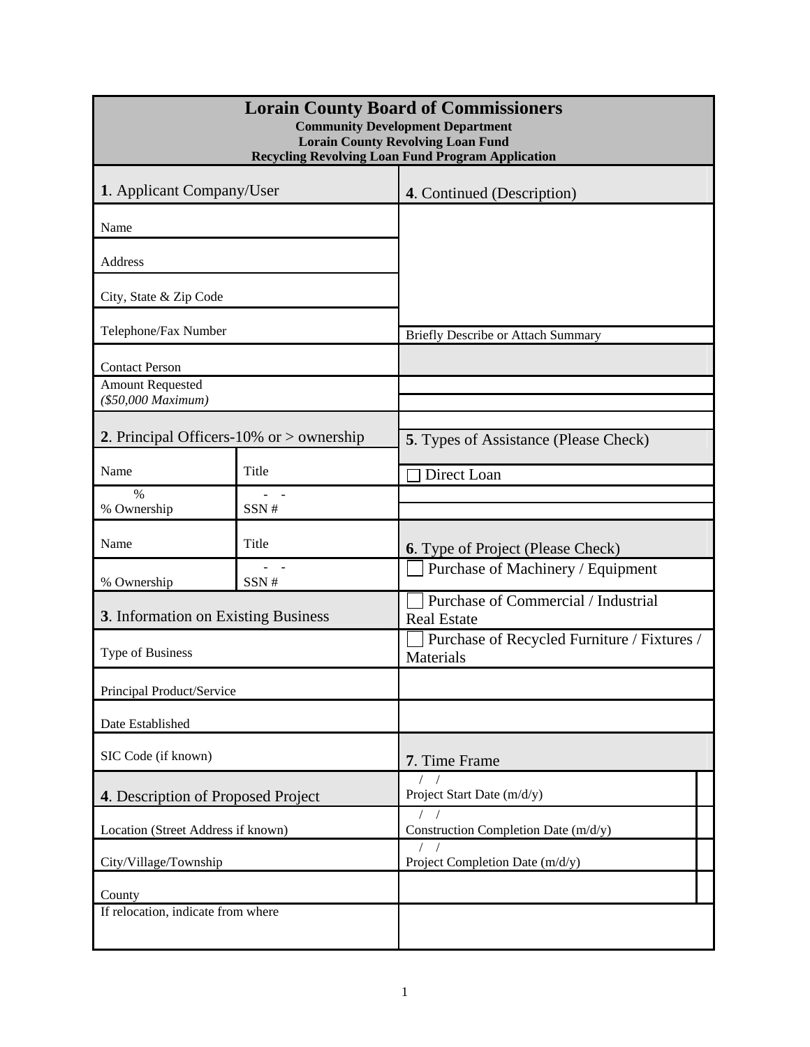# Lorain County Board of Commissioners

**Community Development Department**
**Lorain County Revolving Loan Fund**
**Recycling Revolving Loan Fund Program Application**

## 1. Applicant Company/User

| | |
|---|---|
| Name | |
| Address | |
| City, State & Zip Code | |
| Telephone/Fax Number | |
| Contact Person | |
| Amount Requested *($50,000 Maximum)* | |

## 2. Principal Officers-10% or > ownership

| | |
|---|---|
| Name | Title |
| % <br> % Ownership | - - <br> SSN # |
| Name | Title |
| % Ownership | - - <br> SSN # |

## 3. Information on Existing Business

| | |
|---|---|
| Type of Business | |
| Principal Product/Service | |
| Date Established | |
| SIC Code (if known) | |

## 4. Description of Proposed Project

| | |
|---|---|
| Location (Street Address if known) | |
| City/Village/Township | |
| County | |
| If relocation, indicate from where | |

## 4. Continued (Description)

Briefly Describe or Attach Summary

## 5. Types of Assistance (Please Check)

☐ Direct Loan

## 6. Type of Project (Please Check)

☐ Purchase of Machinery / Equipment

☐ Purchase of Commercial / Industrial Real Estate

☐ Purchase of Recycled Furniture / Fixtures / Materials

## 7. Time Frame

| | |
|---|---|
| / / <br> Project Start Date (m/d/y) | |
| / / <br> Construction Completion Date (m/d/y) | |
| / / <br> Project Completion Date (m/d/y) | |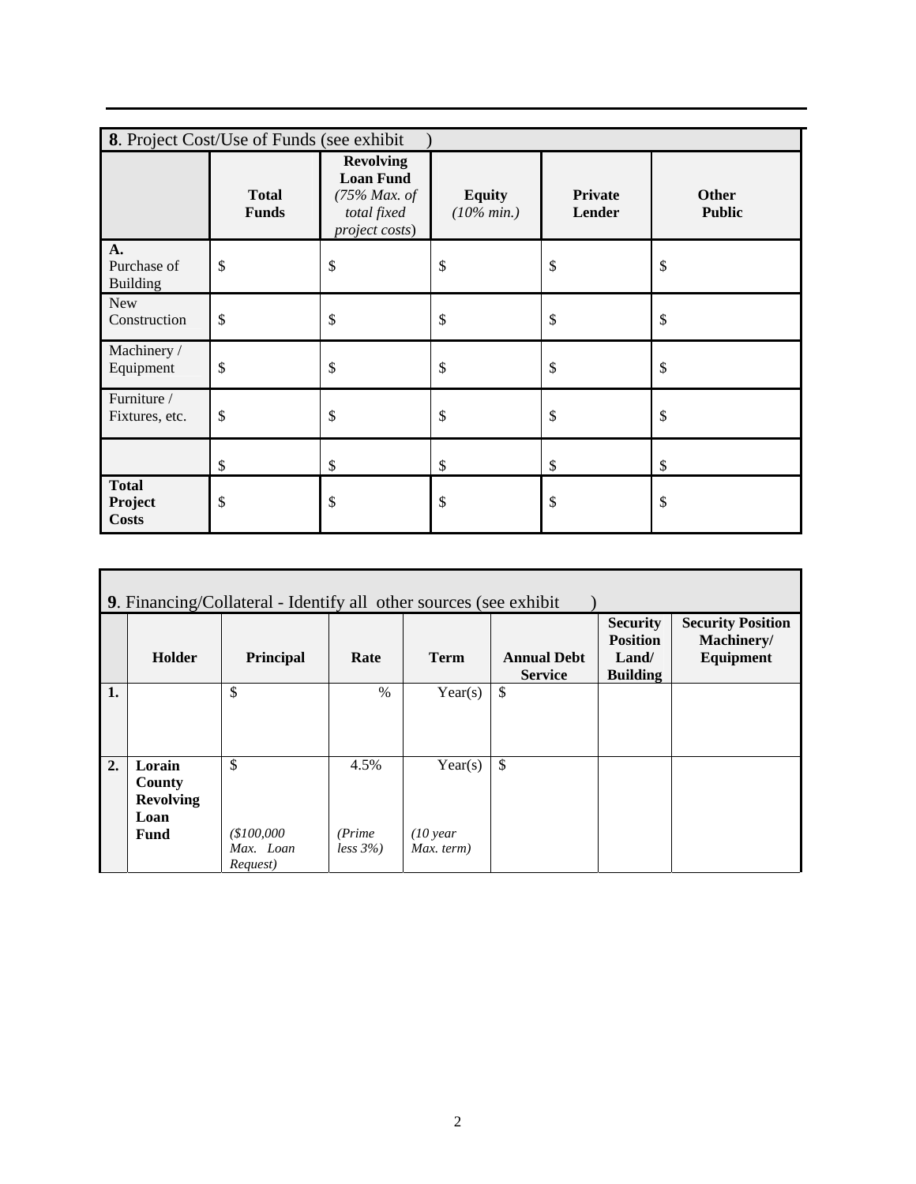| **8**. Project Cost/Use of Funds (see exhibit ) | | | | | |
|---|---|---|---|---|---|
| | **Total Funds** | **Revolving Loan Fund** *(75% Max. of total fixed project costs)* | **Equity** *(10% min.)* | **Private Lender** | **Other Public** |
| **A.** Purchase of Building | $ | $ | $ | $ | $ |
| New Construction | $ | $ | $ | $ | $ |
| Machinery / Equipment | $ | $ | $ | $ | $ |
| Furniture / Fixtures, etc. | $ | $ | $ | $ | $ |
| | $ | $ | $ | $ | $ |
| **Total Project Costs** | $ | $ | $ | $ | $ |

| **9**. Financing/Collateral - Identify all other sources (see exhibit ) | | | | | | | |
|---|---|---|---|---|---|---|---|
| | **Holder** | **Principal** | **Rate** | **Term** | **Annual Debt Service** | **Security Position Land/ Building** | **Security Position Machinery/ Equipment** |
| **1.** | | $ | % | Year(s) | $ | | |
| **2.** | **Lorain County Revolving Loan Fund** | $ *($100,000 Max. Loan Request)* | 4.5% *(Prime less 3%)* | Year(s) *(10 year Max. term)* | $ | | |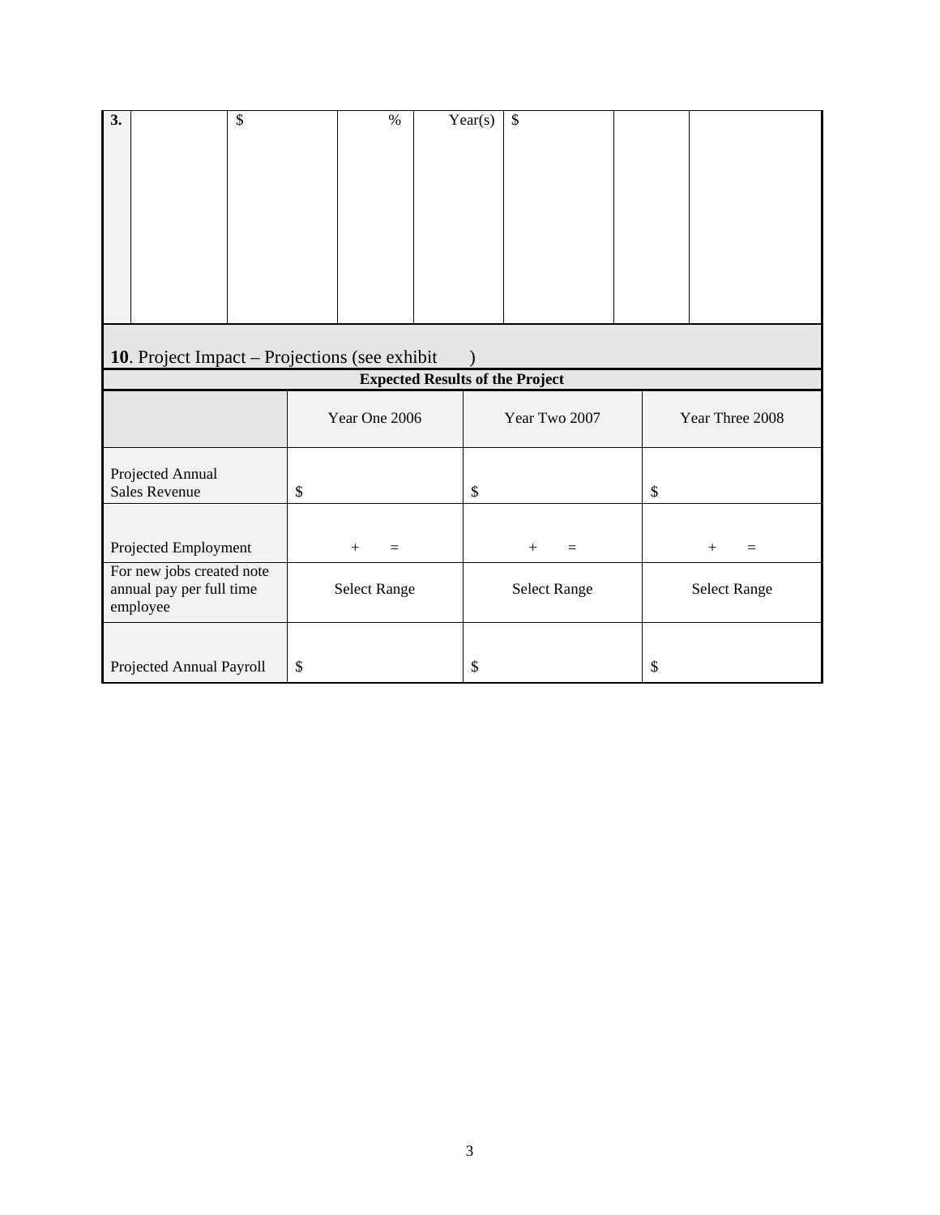| 3. | | $ | % | Year(s) | $ | | |
|---|---|---|---|---|---|---|---|

## 10. Project Impact – Projections (see exhibit )

| Expected Results of the Project | | | |
|---|---|---|---|
| | Year One 2006 | Year Two 2007 | Year Three 2008 |
| Projected Annual Sales Revenue | $ | $ | $ |
| Projected Employment | + = | + = | + = |
| For new jobs created note annual pay per full time employee | Select Range | Select Range | Select Range |
| Projected Annual Payroll | $ | $ | $ |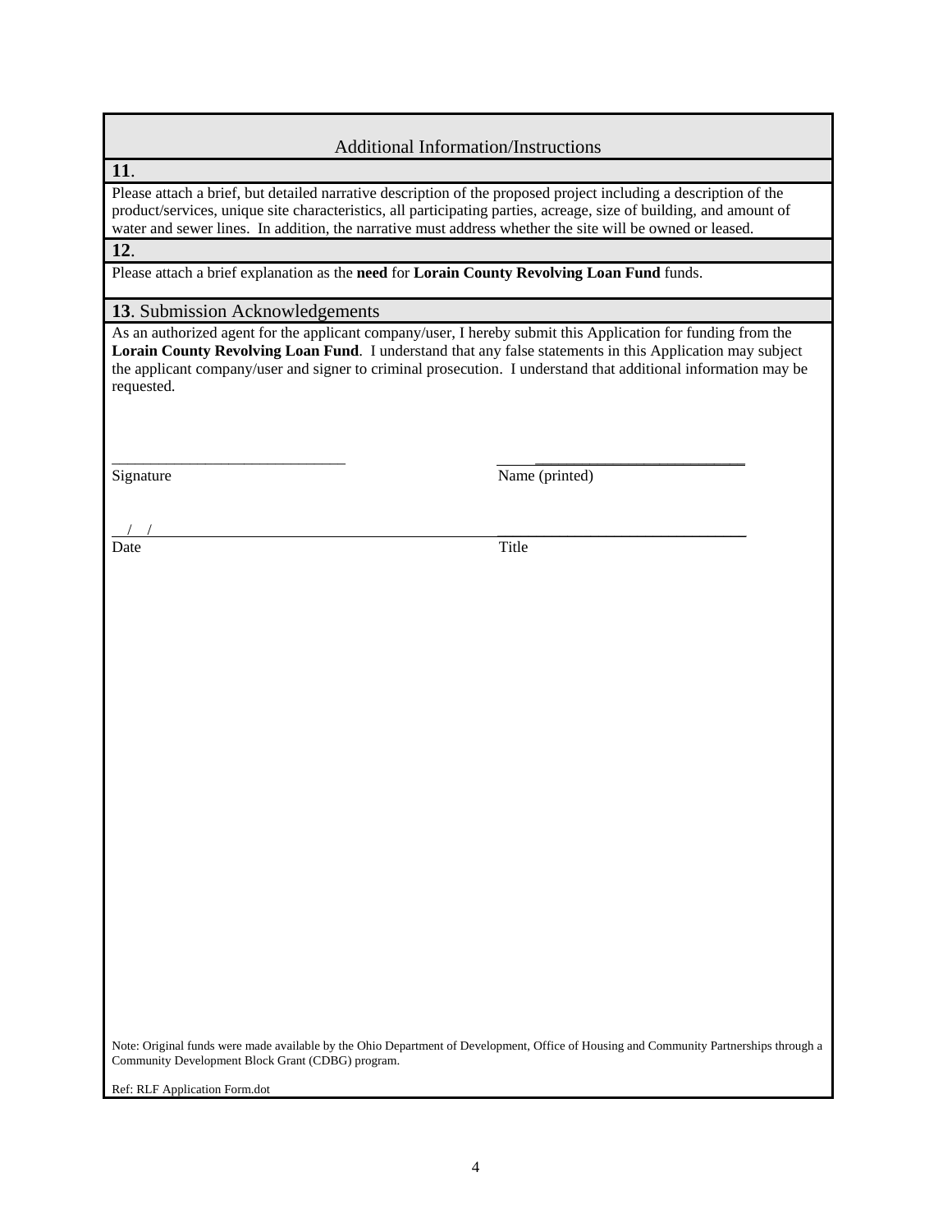## Additional Information/Instructions

**11**.

Please attach a brief, but detailed narrative description of the proposed project including a description of the product/services, unique site characteristics, all participating parties, acreage, size of building, and amount of water and sewer lines. In addition, the narrative must address whether the site will be owned or leased.

**12**.

Please attach a brief explanation as the **need** for **Lorain County Revolving Loan Fund** funds.

**13**. Submission Acknowledgements

As an authorized agent for the applicant company/user, I hereby submit this Application for funding from the **Lorain County Revolving Loan Fund**. I understand that any false statements in this Application may subject the applicant company/user and signer to criminal prosecution. I understand that additional information may be requested.

______________________________ ______________________________
Signature Name (printed)

__/__/__ ______________________________
Date Title

Note: Original funds were made available by the Ohio Department of Development, Office of Housing and Community Partnerships through a Community Development Block Grant (CDBG) program.

Ref: RLF Application Form.dot